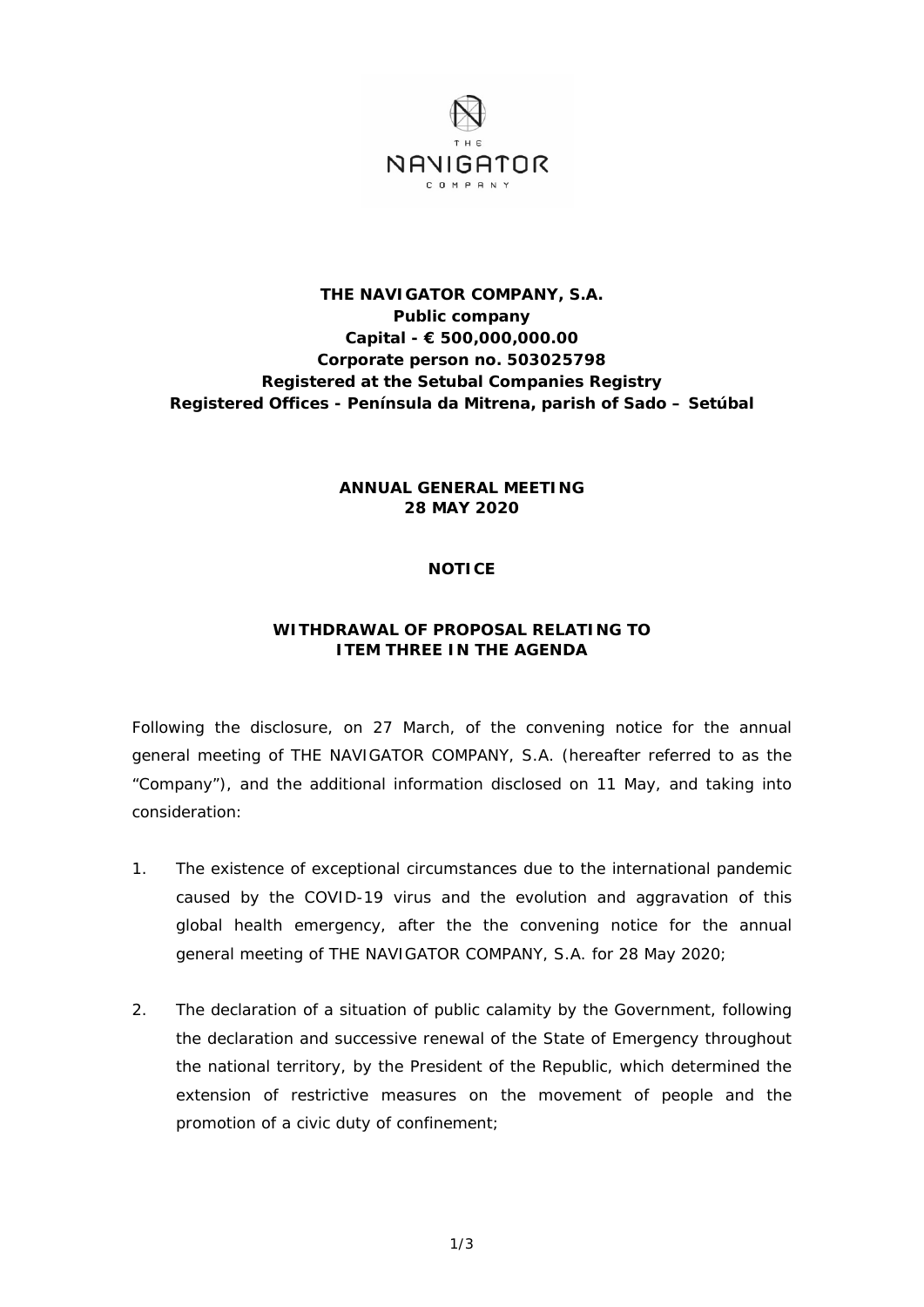**THE NAVIGATOR COMPANY, S.A.**
**Public company**
**Capital - € 500,000,000.00**
**Corporate person no. 503025798**
**Registered at the Setubal Companies Registry**
**Registered Offices - Península da Mitrena, parish of Sado – Setúbal**

**ANNUAL GENERAL MEETING**
**28 MAY 2020**

**NOTICE**

**WITHDRAWAL OF PROPOSAL RELATING TO ITEM THREE IN THE AGENDA**

Following the disclosure, on 27 March, of the convening notice for the annual general meeting of THE NAVIGATOR COMPANY, S.A. (hereafter referred to as the "Company"), and the additional information disclosed on 11 May, and taking into consideration:

1. The existence of exceptional circumstances due to the international pandemic caused by the COVID-19 virus and the evolution and aggravation of this global health emergency, after the the convening notice for the annual general meeting of THE NAVIGATOR COMPANY, S.A. for 28 May 2020;

2. The declaration of a situation of public calamity by the Government, following the declaration and successive renewal of the State of Emergency throughout the national territory, by the President of the Republic, which determined the extension of restrictive measures on the movement of people and the promotion of a civic duty of confinement;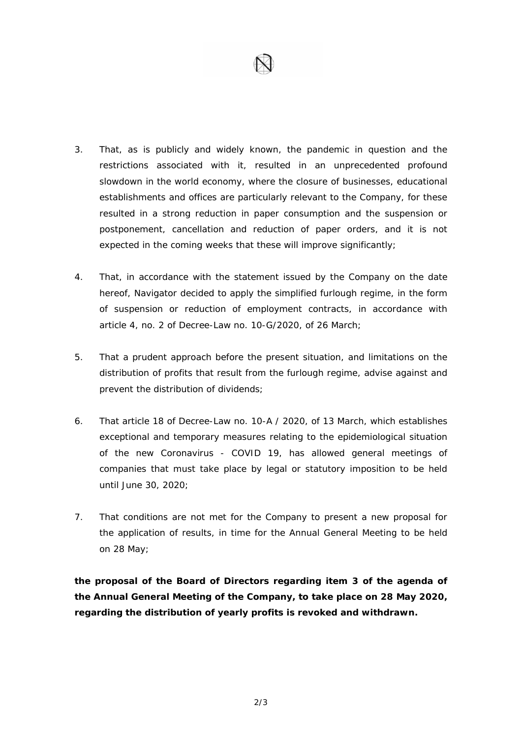3. That, as is publicly and widely known, the pandemic in question and the restrictions associated with it, resulted in an unprecedented profound slowdown in the world economy, where the closure of businesses, educational establishments and offices are particularly relevant to the Company, for these resulted in a strong reduction in paper consumption and the suspension or postponement, cancellation and reduction of paper orders, and it is not expected in the coming weeks that these will improve significantly;

4. That, in accordance with the statement issued by the Company on the date hereof, Navigator decided to apply the simplified furlough regime, in the form of suspension or reduction of employment contracts, in accordance with article 4, no. 2 of Decree-Law no. 10-G/2020, of 26 March;

5. That a prudent approach before the present situation, and limitations on the distribution of profits that result from the furlough regime, advise against and prevent the distribution of dividends;

6. That article 18 of Decree-Law no. 10-A / 2020, of 13 March, which establishes exceptional and temporary measures relating to the epidemiological situation of the new Coronavirus - COVID 19, has allowed general meetings of companies that must take place by legal or statutory imposition to be held until June 30, 2020;

7. That conditions are not met for the Company to present a new proposal for the application of results, in time for the Annual General Meeting to be held on 28 May;

**the proposal of the Board of Directors regarding item 3 of the agenda of the Annual General Meeting of the Company, to take place on 28 May 2020, regarding the distribution of yearly profits is revoked and withdrawn.**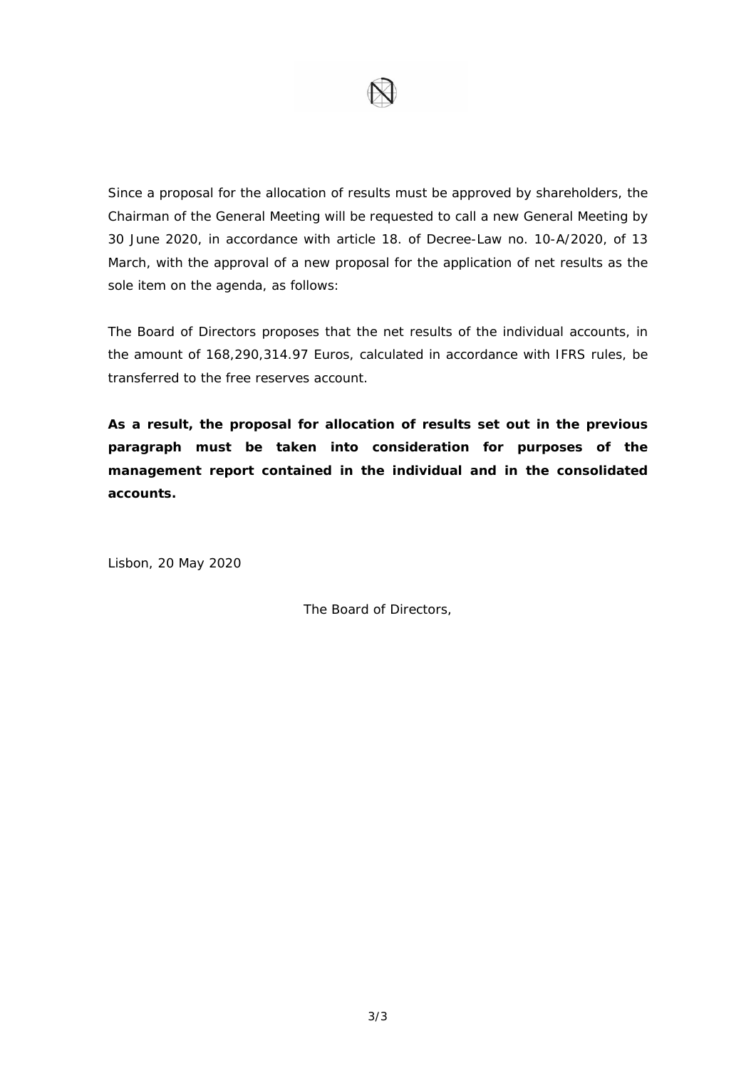Since a proposal for the allocation of results must be approved by shareholders, the Chairman of the General Meeting will be requested to call a new General Meeting by 30 June 2020, in accordance with article 18. of Decree-Law no. 10-A/2020, of 13 March, with the approval of a new proposal for the application of net results as the sole item on the agenda, as follows:

The Board of Directors proposes that the net results of the individual accounts, in the amount of 168,290,314.97 Euros, calculated in accordance with IFRS rules, be transferred to the free reserves account.

**As a result, the proposal for allocation of results set out in the previous paragraph must be taken into consideration for purposes of the management report contained in the individual and in the consolidated accounts.**

Lisbon, 20 May 2020

The Board of Directors,